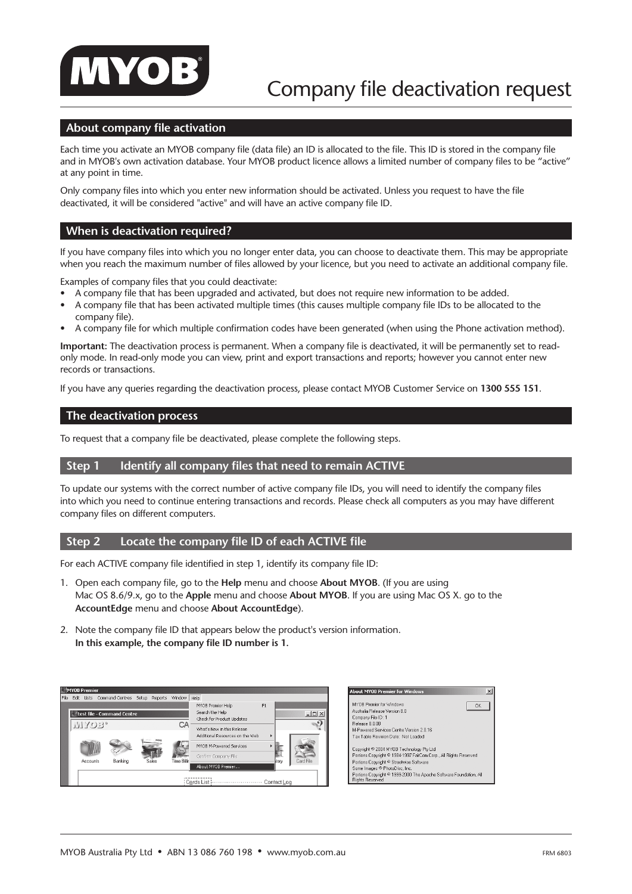# Company file deactivation request

## About company file activation

Each time you activate an MYOB company file (data file) an ID is allocated to the file. This ID is stored in the company file and in MYOB's own activation database. Your MYOB product licence allows a limited number of company files to be "active" at any point in time.

Only company files into which you enter new information should be activated. Unless you request to have the file deactivated, it will be considered "active" and will have an active company file ID.

## When is deactivation required?

If you have company files into which you no longer enter data, you can choose to deactivate them. This may be appropriate when you reach the maximum number of files allowed by your licence, but you need to activate an additional company file.

Examples of company files that you could deactivate:

- A company file that has been upgraded and activated, but does not require new information to be added.
- A company file that has been activated multiple times (this causes multiple company file IDs to be allocated to the company file).
- A company file for which multiple confirmation codes have been generated (when using the Phone activation method).

**Important:** The deactivation process is permanent. When a company file is deactivated, it will be permanently set to read-only mode. In read-only mode you can view, print and export transactions and reports; however you cannot enter new records or transactions.

If you have any queries regarding the deactivation process, please contact MYOB Customer Service on **1300 555 151**.

## The deactivation process

To request that a company file be deactivated, please complete the following steps.

### Step 1 Identify all company files that need to remain ACTIVE

To update our systems with the correct number of active company file IDs, you will need to identify the company files into which you need to continue entering transactions and records. Please check all computers as you may have different company files on different computers.

### Step 2 Locate the company file ID of each ACTIVE file

For each ACTIVE company file identified in step 1, identify its company file ID:

1. Open each company file, go to the **Help** menu and choose **About MYOB**. (If you are using Mac OS 8.6/9.x, go to the **Apple** menu and choose **About MYOB**. If you are using Mac OS X. go to the **AccountEdge** menu and choose **About AccountEdge**).
2. Note the company file ID that appears below the product's version information.
   **In this example, the company file ID number is 1.**

MYOB Australia Pty Ltd • ABN 13 086 760 198 • www.myob.com.au

FRM 6803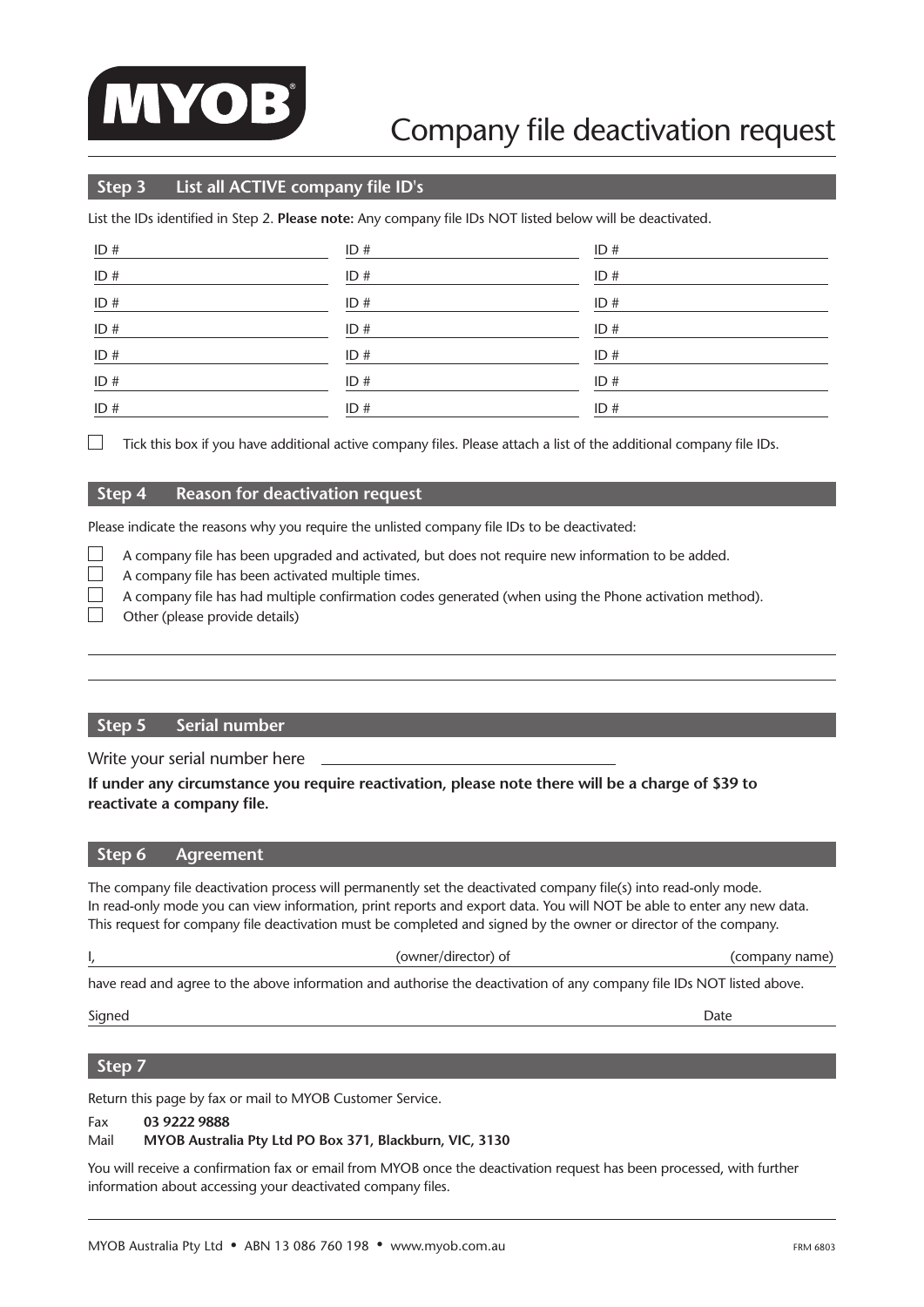# Company file deactivation request

## Step 3 List all ACTIVE company file ID's

List the IDs identified in Step 2. **Please note:** Any company file IDs NOT listed below will be deactivated.

| | | |
|---|---|---|
| ID # | ID # | ID # |
| ID # | ID # | ID # |
| ID # | ID # | ID # |
| ID # | ID # | ID # |
| ID # | ID # | ID # |
| ID # | ID # | ID # |
| ID # | ID # | ID # |

☐ Tick this box if you have additional active company files. Please attach a list of the additional company file IDs.

## Step 4 Reason for deactivation request

Please indicate the reasons why you require the unlisted company file IDs to be deactivated:

☐ A company file has been upgraded and activated, but does not require new information to be added.
☐ A company file has been activated multiple times.
☐ A company file has had multiple confirmation codes generated (when using the Phone activation method).
☐ Other (please provide details)

______________________________________________

______________________________________________

## Step 5 Serial number

Write your serial number here ______________________

**If under any circumstance you require reactivation, please note there will be a charge of $39 to reactivate a company file.**

## Step 6 Agreement

The company file deactivation process will permanently set the deactivated company file(s) into read-only mode. In read-only mode you can view information, print reports and export data. You will NOT be able to enter any new data. This request for company file deactivation must be completed and signed by the owner or director of the company.

I, ______________________ (owner/director) of ______________________ (company name)

have read and agree to the above information and authorise the deactivation of any company file IDs NOT listed above.

Signed ______________________ Date ______________

## Step 7

Return this page by fax or mail to MYOB Customer Service.

Fax **03 9222 9888**
Mail **MYOB Australia Pty Ltd PO Box 371, Blackburn, VIC, 3130**

You will receive a confirmation fax or email from MYOB once the deactivation request has been processed, with further information about accessing your deactivated company files.

MYOB Australia Pty Ltd • ABN 13 086 760 198 • www.myob.com.au FRM 6803